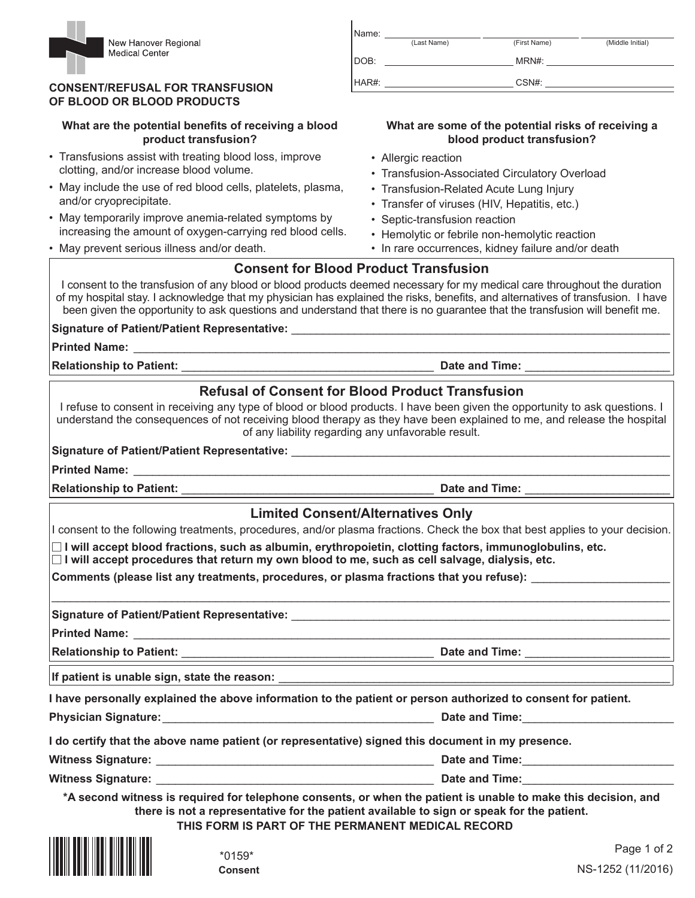New Hanover Regional Medical Center

Name: ____________________ ____________________ ____________________
(Last Name) (First Name) (Middle Initial)

DOB: ____________________ MRN#: ____________________

HAR#: ____________________ CSN#: ____________________

# CONSENT/REFUSAL FOR TRANSFUSION OF BLOOD OR BLOOD PRODUCTS

### What are the potential benefits of receiving a blood product transfusion?

- Transfusions assist with treating blood loss, improve clotting, and/or increase blood volume.
- May include the use of red blood cells, platelets, plasma, and/or cryoprecipitate.
- May temporarily improve anemia-related symptoms by increasing the amount of oxygen-carrying red blood cells.
- May prevent serious illness and/or death.

### What are some of the potential risks of receiving a blood product transfusion?

- Allergic reaction
- Transfusion-Associated Circulatory Overload
- Transfusion-Related Acute Lung Injury
- Transfer of viruses (HIV, Hepatitis, etc.)
- Septic-transfusion reaction
- Hemolytic or febrile non-hemolytic reaction
- In rare occurrences, kidney failure and/or death

## Consent for Blood Product Transfusion

I consent to the transfusion of any blood or blood products deemed necessary for my medical care throughout the duration of my hospital stay. I acknowledge that my physician has explained the risks, benefits, and alternatives of transfusion. I have been given the opportunity to ask questions and understand that there is no guarantee that the transfusion will benefit me.

**Signature of Patient/Patient Representative:** ____________________

**Printed Name:** ____________________

**Relationship to Patient:** ____________________ **Date and Time:** ____________________

## Refusal of Consent for Blood Product Transfusion

I refuse to consent in receiving any type of blood or blood products. I have been given the opportunity to ask questions. I understand the consequences of not receiving blood therapy as they have been explained to me, and release the hospital of any liability regarding any unfavorable result.

**Signature of Patient/Patient Representative:** ____________________

**Printed Name:** ____________________

**Relationship to Patient:** ____________________ **Date and Time:** ____________________

## Limited Consent/Alternatives Only

I consent to the following treatments, procedures, and/or plasma fractions. Check the box that best applies to your decision.

☐ **I will accept blood fractions, such as albumin, erythropoietin, clotting factors, immunoglobulins, etc.**
☐ **I will accept procedures that return my own blood to me, such as cell salvage, dialysis, etc.**

**Comments (please list any treatments, procedures, or plasma fractions that you refuse):** ____________________

____________________

**Signature of Patient/Patient Representative:** ____________________

**Printed Name:** ____________________

**Relationship to Patient:** ____________________ **Date and Time:** ____________________

**If patient is unable sign, state the reason:** ____________________

**I have personally explained the above information to the patient or person authorized to consent for patient.**

**Physician Signature:** ____________________ **Date and Time:** ____________________

**I do certify that the above name patient (or representative) signed this document in my presence.**

**Witness Signature:** ____________________ **Date and Time:** ____________________

**Witness Signature:** ____________________ **Date and Time:** ____________________

**\*A second witness is required for telephone consents, or when the patient is unable to make this decision, and there is not a representative for the patient available to sign or speak for the patient.**

**THIS FORM IS PART OF THE PERMANENT MEDICAL RECORD**

*0159*
**Consent**

NS-1252 (11/2016)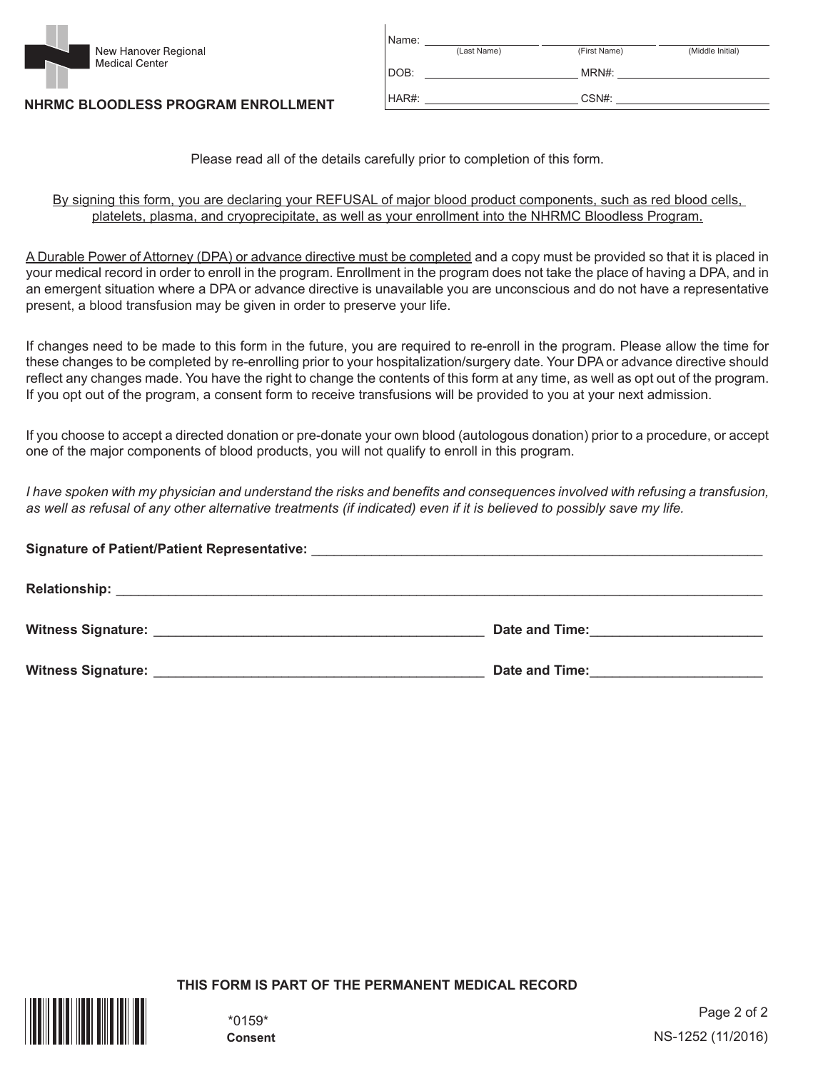New Hanover Regional Medical Center

Name: ________________ ________________ ________________
(Last Name) (First Name) (Middle Initial)

DOB: ________________ MRN#: ________________

HAR#: ________________ CSN#: ________________

## NHRMC BLOODLESS PROGRAM ENROLLMENT

Please read all of the details carefully prior to completion of this form.

By signing this form, you are declaring your REFUSAL of major blood product components, such as red blood cells, platelets, plasma, and cryoprecipitate, as well as your enrollment into the NHRMC Bloodless Program.

A Durable Power of Attorney (DPA) or advance directive must be completed and a copy must be provided so that it is placed in your medical record in order to enroll in the program. Enrollment in the program does not take the place of having a DPA, and in an emergent situation where a DPA or advance directive is unavailable you are unconscious and do not have a representative present, a blood transfusion may be given in order to preserve your life.

If changes need to be made to this form in the future, you are required to re-enroll in the program. Please allow the time for these changes to be completed by re-enrolling prior to your hospitalization/surgery date. Your DPA or advance directive should reflect any changes made. You have the right to change the contents of this form at any time, as well as opt out of the program. If you opt out of the program, a consent form to receive transfusions will be provided to you at your next admission.

If you choose to accept a directed donation or pre-donate your own blood (autologous donation) prior to a procedure, or accept one of the major components of blood products, you will not qualify to enroll in this program.

*I have spoken with my physician and understand the risks and benefits and consequences involved with refusing a transfusion, as well as refusal of any other alternative treatments (if indicated) even if it is believed to possibly save my life.*

**Signature of Patient/Patient Representative:** ________________________________

**Relationship:** ________________________________

**Witness Signature:** ________________________ **Date and Time:** ________________

**Witness Signature:** ________________________ **Date and Time:** ________________

**THIS FORM IS PART OF THE PERMANENT MEDICAL RECORD**

*0159*
**Consent**

NS-1252 (11/2016)